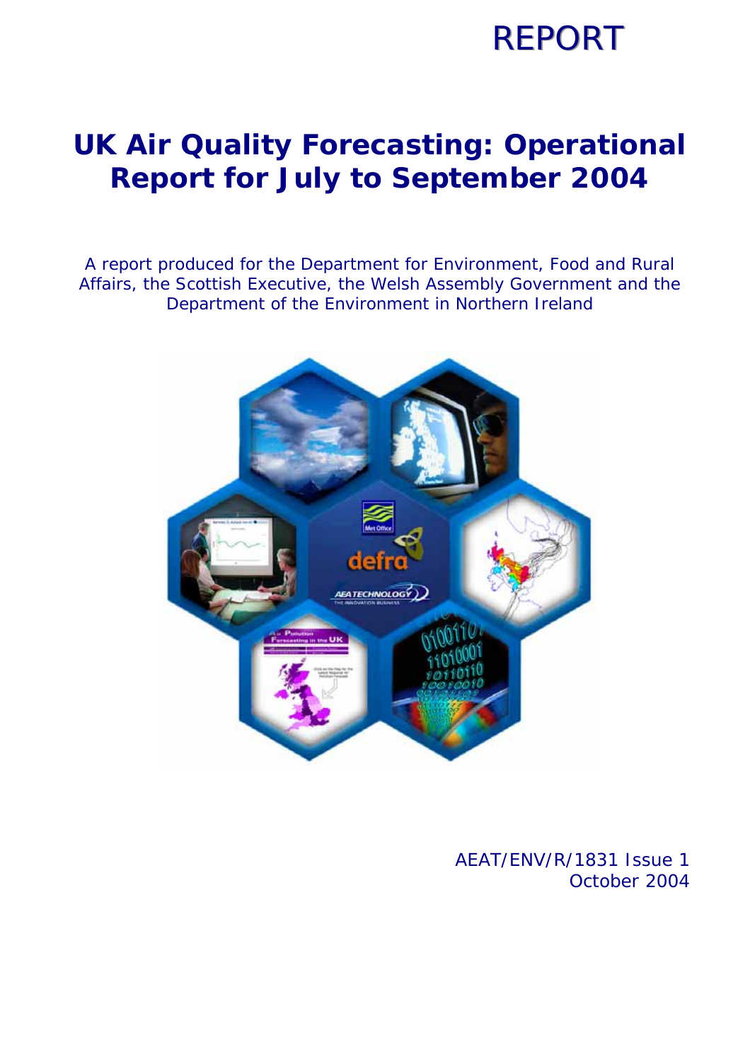REPORT

# UK Air Quality Forecasting: Operational Report for July to September 2004

A report produced for the Department for Environment, Food and Rural Affairs, the Scottish Executive, the Welsh Assembly Government and the Department of the Environment in Northern Ireland

AEAT/ENV/R/1831 Issue 1
October 2004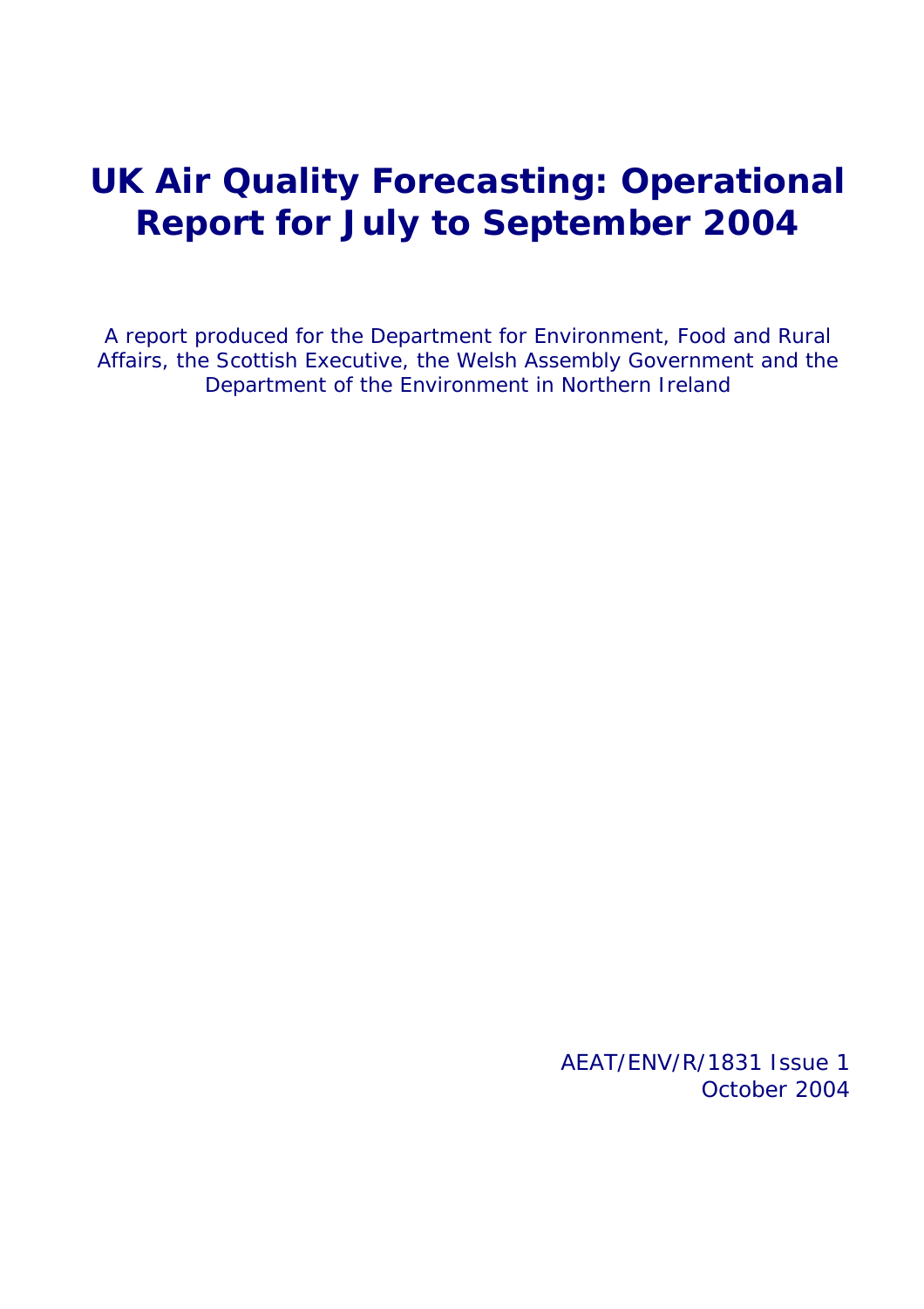# UK Air Quality Forecasting: Operational Report for July to September 2004

A report produced for the Department for Environment, Food and Rural Affairs, the Scottish Executive, the Welsh Assembly Government and the Department of the Environment in Northern Ireland

AEAT/ENV/R/1831 Issue 1
October 2004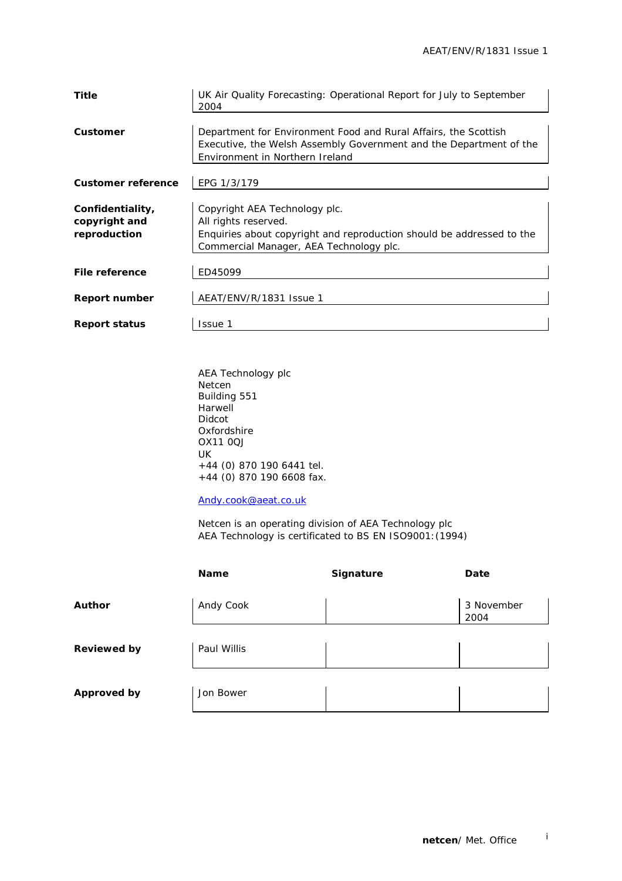| | |
|---|---|
| **Title** | UK Air Quality Forecasting: Operational Report for July to September 2004 |
| **Customer** | Department for Environment Food and Rural Affairs, the Scottish Executive, the Welsh Assembly Government and the Department of the Environment in Northern Ireland |
| **Customer reference** | EPG 1/3/179 |
| **Confidentiality, copyright and reproduction** | Copyright AEA Technology plc. All rights reserved. Enquiries about copyright and reproduction should be addressed to the Commercial Manager, AEA Technology plc. |
| **File reference** | ED45099 |
| **Report number** | AEAT/ENV/R/1831 Issue 1 |
| **Report status** | Issue 1 |

AEA Technology plc
Netcen
Building 551
Harwell
Didcot
Oxfordshire
OX11 0QJ
UK
+44 (0) 870 190 6441 tel.
+44 (0) 870 190 6608 fax.

Andy.cook@aeat.co.uk

Netcen is an operating division of AEA Technology plc
AEA Technology is certificated to BS EN ISO9001:(1994)

| | Name | Signature | Date |
|---|---|---|---|
| **Author** | Andy Cook | | 3 November 2004 |
| **Reviewed by** | Paul Willis | | |
| **Approved by** | Jon Bower | | |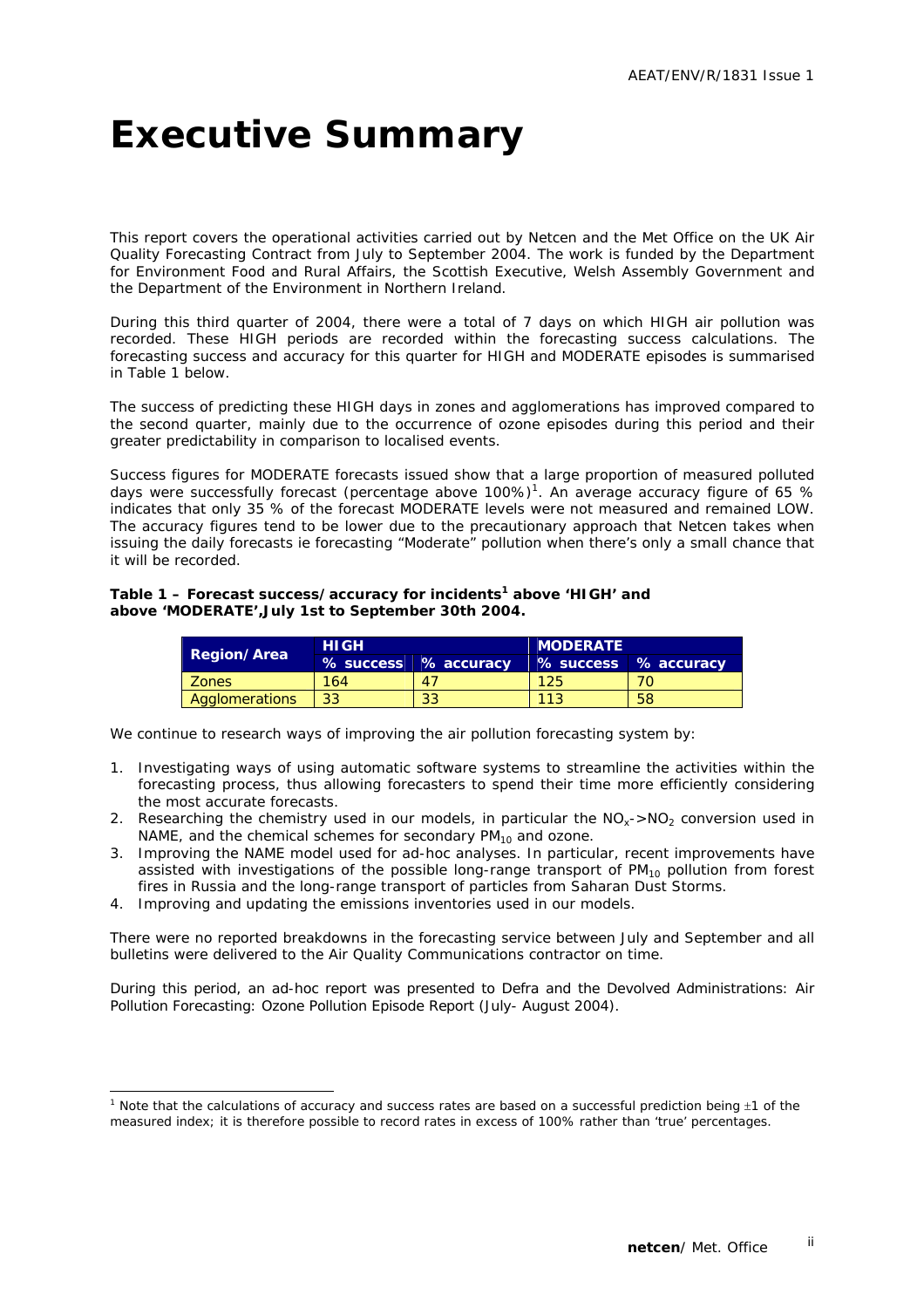# Executive Summary

This report covers the operational activities carried out by Netcen and the Met Office on the UK Air Quality Forecasting Contract from July to September 2004. The work is funded by the Department for Environment Food and Rural Affairs, the Scottish Executive, Welsh Assembly Government and the Department of the Environment in Northern Ireland.

During this third quarter of 2004, there were a total of 7 days on which HIGH air pollution was recorded. These HIGH periods are recorded within the forecasting success calculations. The forecasting success and accuracy for this quarter for HIGH and MODERATE episodes is summarised in Table 1 below.

The success of predicting these HIGH days in zones and agglomerations has improved compared to the second quarter, mainly due to the occurrence of ozone episodes during this period and their greater predictability in comparison to localised events.

Success figures for MODERATE forecasts issued show that a large proportion of measured polluted days were successfully forecast (percentage above 100%)[1]. An average accuracy figure of 65 % indicates that only 35 % of the forecast MODERATE levels were not measured and remained LOW. The accuracy figures tend to be lower due to the precautionary approach that Netcen takes when issuing the daily forecasts ie forecasting "Moderate" pollution when there's only a small chance that it will be recorded.

**Table 1 – Forecast success/accuracy for incidents[1] above 'HIGH' and above 'MODERATE',July 1st to September 30th 2004.**

| Region/Area | HIGH | | MODERATE | |
|---|---|---|---|---|
| | % success | % accuracy | % success | % accuracy |
| Zones | 164 | 47 | 125 | 70 |
| Agglomerations | 33 | 33 | 113 | 58 |

We continue to research ways of improving the air pollution forecasting system by:

1. Investigating ways of using automatic software systems to streamline the activities within the forecasting process, thus allowing forecasters to spend their time more efficiently considering the most accurate forecasts.
2. Researching the chemistry used in our models, in particular the $NO_x$->$NO_2$ conversion used in NAME, and the chemical schemes for secondary $PM_{10}$ and ozone.
3. Improving the NAME model used for ad-hoc analyses. In particular, recent improvements have assisted with investigations of the possible long-range transport of $PM_{10}$ pollution from forest fires in Russia and the long-range transport of particles from Saharan Dust Storms.
4. Improving and updating the emissions inventories used in our models.

There were no reported breakdowns in the forecasting service between July and September and all bulletins were delivered to the Air Quality Communications contractor on time.

During this period, an ad-hoc report was presented to Defra and the Devolved Administrations: Air Pollution Forecasting: Ozone Pollution Episode Report (July- August 2004).

[1] Note that the calculations of accuracy and success rates are based on a successful prediction being ±1 of the measured index; it is therefore possible to record rates in excess of 100% rather than 'true' percentages.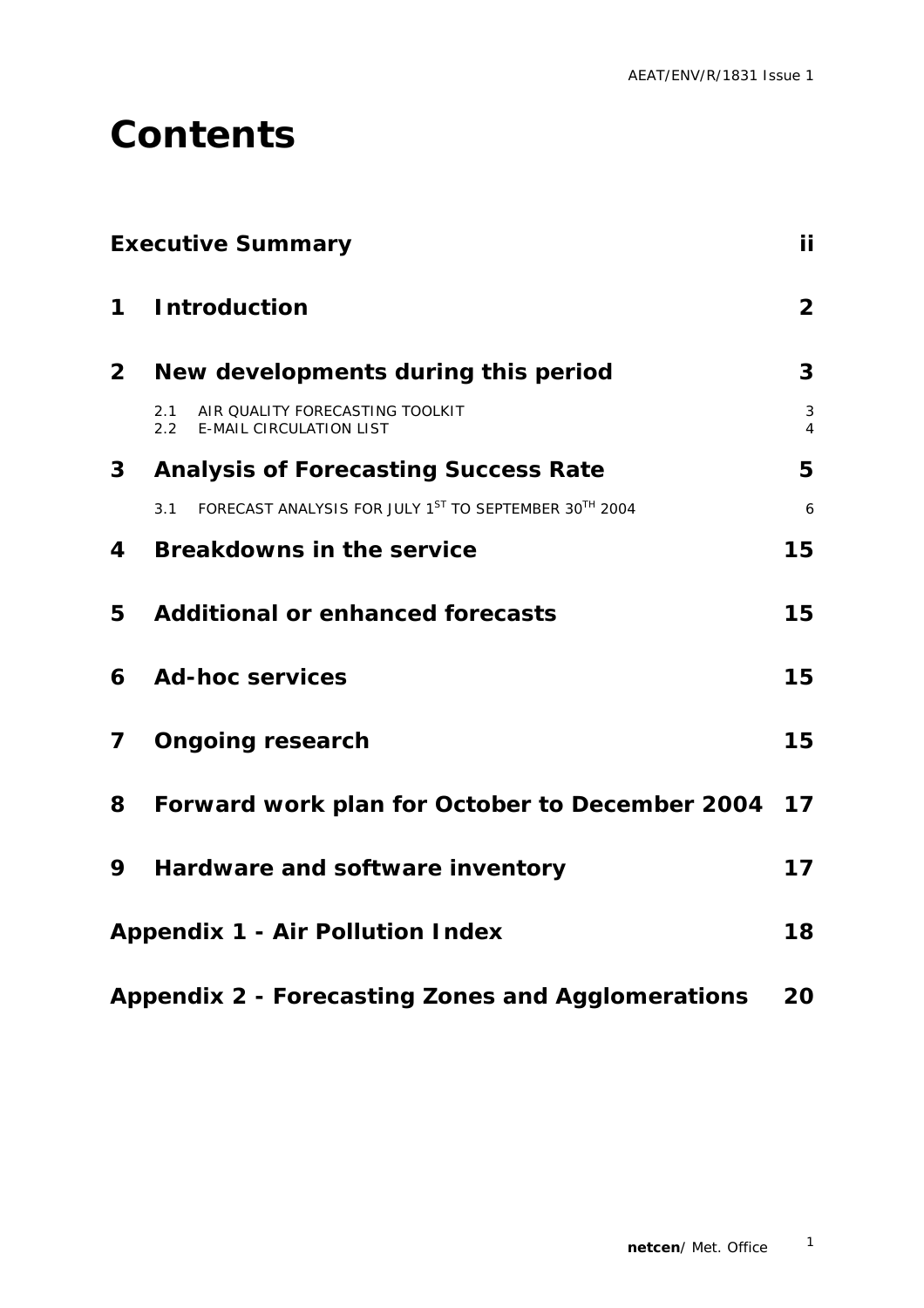# Contents

| | | |
|---|---|---|
| **Executive Summary** | | **ii** |
| **1** | **Introduction** | **2** |
| **2** | **New developments during this period** | **3** |
| | 2.1 AIR QUALITY FORECASTING TOOLKIT | 3 |
| | 2.2 E-MAIL CIRCULATION LIST | 4 |
| **3** | **Analysis of Forecasting Success Rate** | **5** |
| | 3.1 FORECAST ANALYSIS FOR JULY 1ST TO SEPTEMBER 30TH 2004 | 6 |
| **4** | **Breakdowns in the service** | **15** |
| **5** | **Additional or enhanced forecasts** | **15** |
| **6** | **Ad-hoc services** | **15** |
| **7** | **Ongoing research** | **15** |
| **8** | **Forward work plan for October to December 2004** | **17** |
| **9** | **Hardware and software inventory** | **17** |
| **Appendix 1 - Air Pollution Index** | | **18** |
| **Appendix 2 - Forecasting Zones and Agglomerations** | | **20** |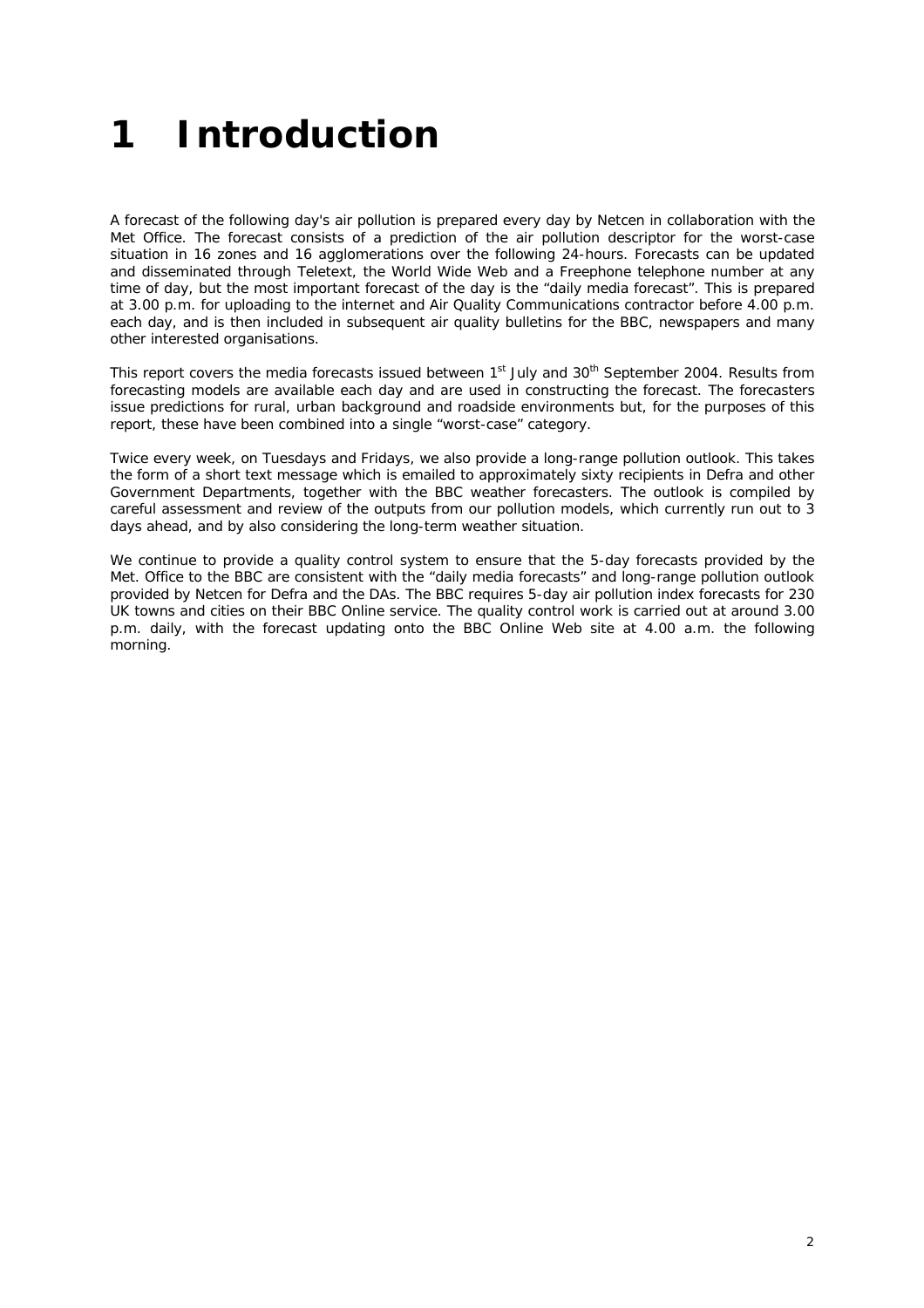# 1 Introduction

A forecast of the following day's air pollution is prepared every day by Netcen in collaboration with the Met Office. The forecast consists of a prediction of the air pollution descriptor for the worst-case situation in 16 zones and 16 agglomerations over the following 24-hours. Forecasts can be updated and disseminated through Teletext, the World Wide Web and a Freephone telephone number at any time of day, but the most important forecast of the day is the "daily media forecast". This is prepared at 3.00 p.m. for uploading to the internet and Air Quality Communications contractor before 4.00 p.m. each day, and is then included in subsequent air quality bulletins for the BBC, newspapers and many other interested organisations.

This report covers the media forecasts issued between 1st July and 30th September 2004. Results from forecasting models are available each day and are used in constructing the forecast. The forecasters issue predictions for rural, urban background and roadside environments but, for the purposes of this report, these have been combined into a single "worst-case" category.

Twice every week, on Tuesdays and Fridays, we also provide a long-range pollution outlook. This takes the form of a short text message which is emailed to approximately sixty recipients in Defra and other Government Departments, together with the BBC weather forecasters. The outlook is compiled by careful assessment and review of the outputs from our pollution models, which currently run out to 3 days ahead, and by also considering the long-term weather situation.

We continue to provide a quality control system to ensure that the 5-day forecasts provided by the Met. Office to the BBC are consistent with the "daily media forecasts" and long-range pollution outlook provided by Netcen for Defra and the DAs. The BBC requires 5-day air pollution index forecasts for 230 UK towns and cities on their BBC Online service. The quality control work is carried out at around 3.00 p.m. daily, with the forecast updating onto the BBC Online Web site at 4.00 a.m. the following morning.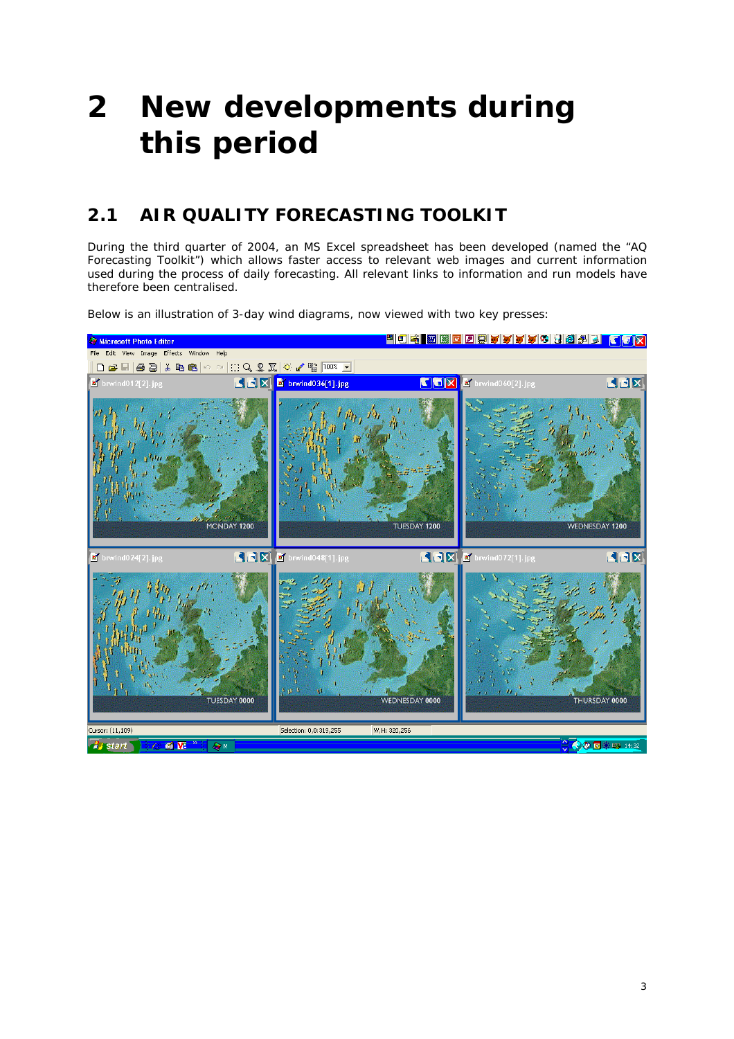# 2 New developments during this period

## 2.1 AIR QUALITY FORECASTING TOOLKIT

During the third quarter of 2004, an MS Excel spreadsheet has been developed (named the "AQ Forecasting Toolkit") which allows faster access to relevant web images and current information used during the process of daily forecasting. All relevant links to information and run models have therefore been centralised.

Below is an illustration of 3-day wind diagrams, now viewed with two key presses: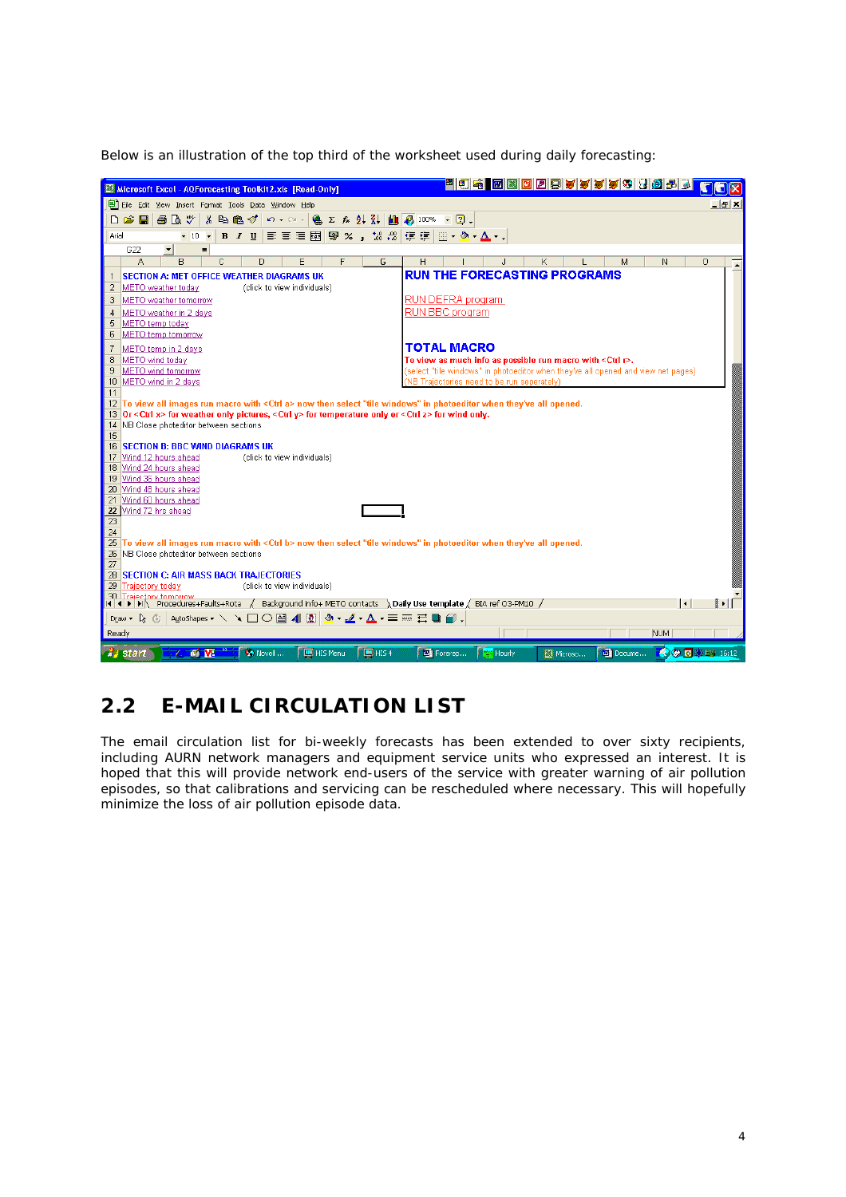Below is an illustration of the top third of the worksheet used during daily forecasting:

## 2.2 E-MAIL CIRCULATION LIST

The email circulation list for bi-weekly forecasts has been extended to over sixty recipients, including AURN network managers and equipment service units who expressed an interest. It is hoped that this will provide network end-users of the service with greater warning of air pollution episodes, so that calibrations and servicing can be rescheduled where necessary. This will hopefully minimize the loss of air pollution episode data.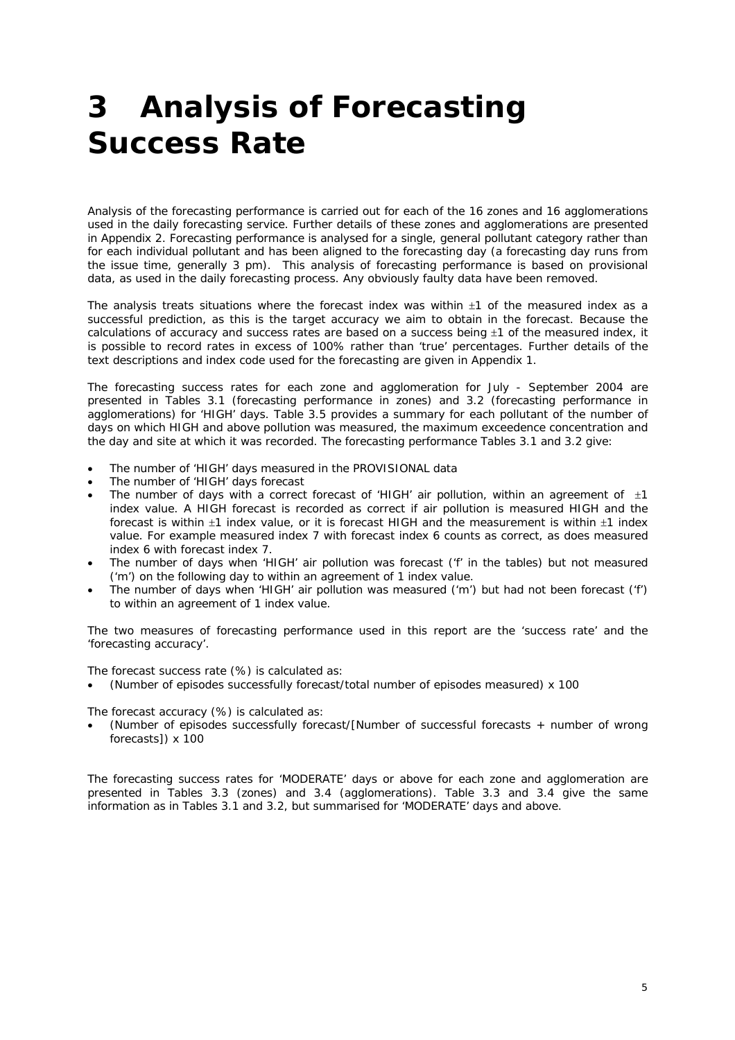# 3 Analysis of Forecasting Success Rate

Analysis of the forecasting performance is carried out for each of the 16 zones and 16 agglomerations used in the daily forecasting service. Further details of these zones and agglomerations are presented in Appendix 2. Forecasting performance is analysed for a single, general pollutant category rather than for each individual pollutant and has been aligned to the forecasting day (a forecasting day runs from the issue time, generally 3 pm). This analysis of forecasting performance is based on provisional data, as used in the daily forecasting process. Any obviously faulty data have been removed.

The analysis treats situations where the forecast index was within ±1 of the measured index as a successful prediction, as this is the target accuracy we aim to obtain in the forecast. Because the calculations of accuracy and success rates are based on a success being ±1 of the measured index, it is possible to record rates in excess of 100% rather than 'true' percentages. Further details of the text descriptions and index code used for the forecasting are given in Appendix 1.

The forecasting success rates for each zone and agglomeration for July - September 2004 are presented in Tables 3.1 (forecasting performance in zones) and 3.2 (forecasting performance in agglomerations) for 'HIGH' days. Table 3.5 provides a summary for each pollutant of the number of days on which HIGH and above pollution was measured, the maximum exceedence concentration and the day and site at which it was recorded. The forecasting performance Tables 3.1 and 3.2 give:

- The number of 'HIGH' days measured in the PROVISIONAL data
- The number of 'HIGH' days forecast
- The number of days with a correct forecast of 'HIGH' air pollution, within an agreement of ±1 index value. A HIGH forecast is recorded as correct if air pollution is measured HIGH and the forecast is within ±1 index value, or it is forecast HIGH and the measurement is within ±1 index value. For example measured index 7 with forecast index 6 counts as correct, as does measured index 6 with forecast index 7.
- The number of days when 'HIGH' air pollution was forecast ('f' in the tables) but not measured ('m') on the following day to within an agreement of 1 index value.
- The number of days when 'HIGH' air pollution was measured ('m') but had not been forecast ('f') to within an agreement of 1 index value.

The two measures of forecasting performance used in this report are the 'success rate' and the 'forecasting accuracy'.

The forecast success rate (%) is calculated as:

- (Number of episodes successfully forecast/total number of episodes measured) x 100

The forecast accuracy (%) is calculated as:

- (Number of episodes successfully forecast/[Number of successful forecasts + number of wrong forecasts]) x 100

The forecasting success rates for 'MODERATE' days or above for each zone and agglomeration are presented in Tables 3.3 (zones) and 3.4 (agglomerations). Table 3.3 and 3.4 give the same information as in Tables 3.1 and 3.2, but summarised for 'MODERATE' days and above.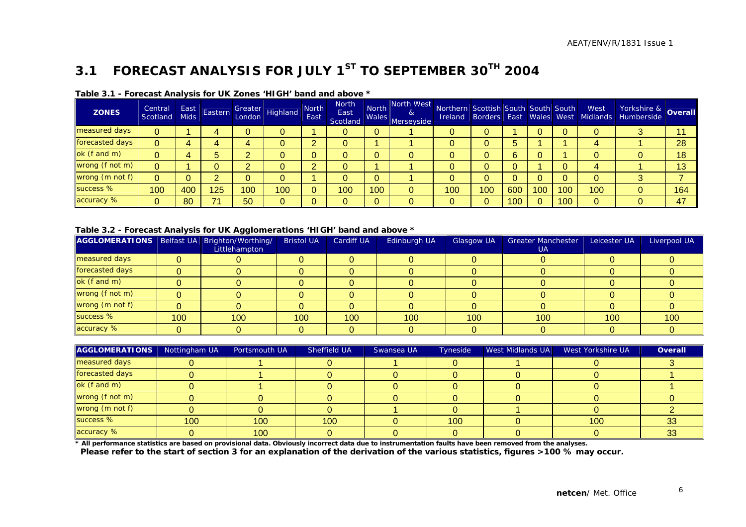## 3.1 FORECAST ANALYSIS FOR JULY 1ST TO SEPTEMBER 30TH 2004

**Table 3.1 - Forecast Analysis for UK Zones 'HIGH' band and above \***

| ZONES | Central Scotland | East Mids | Eastern | Greater London | Highland | North East | North East Scotland | North Wales | North West & Merseyside | Northern Ireland | Scottish Borders | South East | South Wales | South West | West Midlands | Yorkshire & Humberside | Overall |
|---|---|---|---|---|---|---|---|---|---|---|---|---|---|---|---|---|---|
| measured days | 0 | 1 | 4 | 0 | 0 | 1 | 0 | 0 | 1 | 0 | 0 | 1 | 0 | 0 | 0 | 3 | 11 |
| forecasted days | 0 | 4 | 4 | 4 | 0 | 2 | 0 | 1 | 1 | 0 | 0 | 5 | 1 | 1 | 4 | 1 | 28 |
| ok (f and m) | 0 | 4 | 5 | 2 | 0 | 0 | 0 | 0 | 0 | 0 | 0 | 6 | 0 | 1 | 0 | 0 | 18 |
| wrong (f not m) | 0 | 1 | 0 | 2 | 0 | 2 | 0 | 1 | 1 | 0 | 0 | 0 | 1 | 0 | 4 | 1 | 13 |
| wrong (m not f) | 0 | 0 | 2 | 0 | 0 | 1 | 0 | 0 | 1 | 0 | 0 | 0 | 0 | 0 | 0 | 3 | 7 |
| success % | 100 | 400 | 125 | 100 | 100 | 0 | 100 | 100 | 0 | 100 | 100 | 600 | 100 | 100 | 100 | 0 | 164 |
| accuracy % | 0 | 80 | 71 | 50 | 0 | 0 | 0 | 0 | 0 | 0 | 0 | 100 | 0 | 100 | 0 | 0 | 47 |

**Table 3.2 - Forecast Analysis for UK Agglomerations 'HIGH' band and above \***

| AGGLOMERATIONS | Belfast UA | Brighton/Worthing/ Littlehampton | Bristol UA | Cardiff UA | Edinburgh UA | Glasgow UA | Greater Manchester UA | Leicester UA | Liverpool UA |
|---|---|---|---|---|---|---|---|---|---|
| measured days | 0 | 0 | 0 | 0 | 0 | 0 | 0 | 0 | 0 |
| forecasted days | 0 | 0 | 0 | 0 | 0 | 0 | 0 | 0 | 0 |
| ok (f and m) | 0 | 0 | 0 | 0 | 0 | 0 | 0 | 0 | 0 |
| wrong (f not m) | 0 | 0 | 0 | 0 | 0 | 0 | 0 | 0 | 0 |
| wrong (m not f) | 0 | 0 | 0 | 0 | 0 | 0 | 0 | 0 | 0 |
| success % | 100 | 100 | 100 | 100 | 100 | 100 | 100 | 100 | 100 |
| accuracy % | 0 | 0 | 0 | 0 | 0 | 0 | 0 | 0 | 0 |

| AGGLOMERATIONS | Nottingham UA | Portsmouth UA | Sheffield UA | Swansea UA | Tyneside | West Midlands UA | West Yorkshire UA | Overall |
|---|---|---|---|---|---|---|---|---|
| measured days | 0 | 1 | 0 | 1 | 0 | 1 | 0 | 3 |
| forecasted days | 0 | 1 | 0 | 0 | 0 | 0 | 0 | 1 |
| ok (f and m) | 0 | 1 | 0 | 0 | 0 | 0 | 0 | 1 |
| wrong (f not m) | 0 | 0 | 0 | 0 | 0 | 0 | 0 | 0 |
| wrong (m not f) | 0 | 0 | 0 | 1 | 0 | 1 | 0 | 2 |
| success % | 100 | 100 | 100 | 0 | 100 | 0 | 100 | 33 |
| accuracy % | 0 | 100 | 0 | 0 | 0 | 0 | 0 | 33 |

**\* All performance statistics are based on provisional data. Obviously incorrect data due to instrumentation faults have been removed from the analyses.**
**Please refer to the start of section 3 for an explanation of the derivation of the various statistics, figures >100 % may occur.**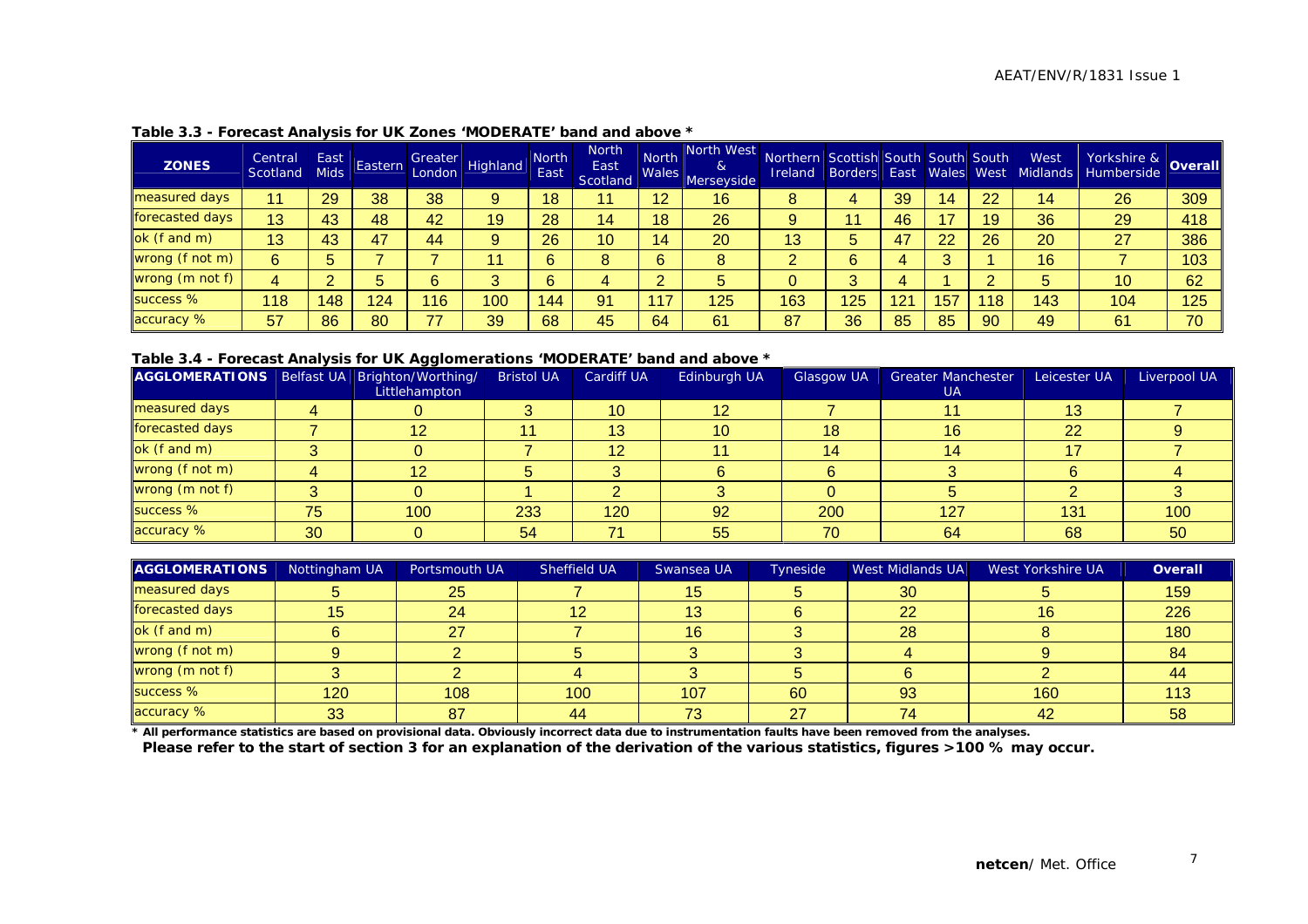**Table 3.3 - Forecast Analysis for UK Zones 'MODERATE' band and above ***

| ZONES | Central Scotland | East Mids | Eastern | Greater London | Highland | North East | North East Scotland | North Wales | North West & Merseyside | Northern Ireland | Scottish Borders | South East | South Wales | South West | West Midlands | Yorkshire & Humberside | Overall |
|---|---|---|---|---|---|---|---|---|---|---|---|---|---|---|---|---|---|
| measured days | 11 | 29 | 38 | 38 | 9 | 18 | 11 | 12 | 16 | 8 | 4 | 39 | 14 | 22 | 14 | 26 | 309 |
| forecasted days | 13 | 43 | 48 | 42 | 19 | 28 | 14 | 18 | 26 | 9 | 11 | 46 | 17 | 19 | 36 | 29 | 418 |
| ok (f and m) | 13 | 43 | 47 | 44 | 9 | 26 | 10 | 14 | 20 | 13 | 5 | 47 | 22 | 26 | 20 | 27 | 386 |
| wrong (f not m) | 6 | 5 | 7 | 7 | 11 | 6 | 8 | 6 | 8 | 2 | 6 | 4 | 3 | 1 | 16 | 7 | 103 |
| wrong (m not f) | 4 | 2 | 5 | 6 | 3 | 6 | 4 | 2 | 5 | 0 | 3 | 4 | 1 | 2 | 5 | 10 | 62 |
| success % | 118 | 148 | 124 | 116 | 100 | 144 | 91 | 117 | 125 | 163 | 125 | 121 | 157 | 118 | 143 | 104 | 125 |
| accuracy % | 57 | 86 | 80 | 77 | 39 | 68 | 45 | 64 | 61 | 87 | 36 | 85 | 85 | 90 | 49 | 61 | 70 |

**Table 3.4 - Forecast Analysis for UK Agglomerations 'MODERATE' band and above ***

| AGGLOMERATIONS | Belfast UA | Brighton/Worthing/ Littlehampton | Bristol UA | Cardiff UA | Edinburgh UA | Glasgow UA | Greater Manchester UA | Leicester UA | Liverpool UA |
|---|---|---|---|---|---|---|---|---|---|
| measured days | 4 | 0 | 3 | 10 | 12 | 7 | 11 | 13 | 7 |
| forecasted days | 7 | 12 | 11 | 13 | 10 | 18 | 16 | 22 | 9 |
| ok (f and m) | 3 | 0 | 7 | 12 | 11 | 14 | 14 | 17 | 7 |
| wrong (f not m) | 4 | 12 | 5 | 3 | 6 | 6 | 3 | 6 | 4 |
| wrong (m not f) | 3 | 0 | 1 | 2 | 3 | 0 | 5 | 2 | 3 |
| success % | 75 | 100 | 233 | 120 | 92 | 200 | 127 | 131 | 100 |
| accuracy % | 30 | 0 | 54 | 71 | 55 | 70 | 64 | 68 | 50 |

| AGGLOMERATIONS | Nottingham UA | Portsmouth UA | Sheffield UA | Swansea UA | Tyneside | West Midlands UA | West Yorkshire UA | Overall |
|---|---|---|---|---|---|---|---|---|
| measured days | 5 | 25 | 7 | 15 | 5 | 30 | 5 | 159 |
| forecasted days | 15 | 24 | 12 | 13 | 6 | 22 | 16 | 226 |
| ok (f and m) | 6 | 27 | 7 | 16 | 3 | 28 | 8 | 180 |
| wrong (f not m) | 9 | 2 | 5 | 3 | 3 | 4 | 9 | 84 |
| wrong (m not f) | 3 | 2 | 4 | 3 | 5 | 6 | 2 | 44 |
| success % | 120 | 108 | 100 | 107 | 60 | 93 | 160 | 113 |
| accuracy % | 33 | 87 | 44 | 73 | 27 | 74 | 42 | 58 |

**\* All performance statistics are based on provisional data. Obviously incorrect data due to instrumentation faults have been removed from the analyses.**
**Please refer to the start of section 3 for an explanation of the derivation of the various statistics, figures >100 % may occur.**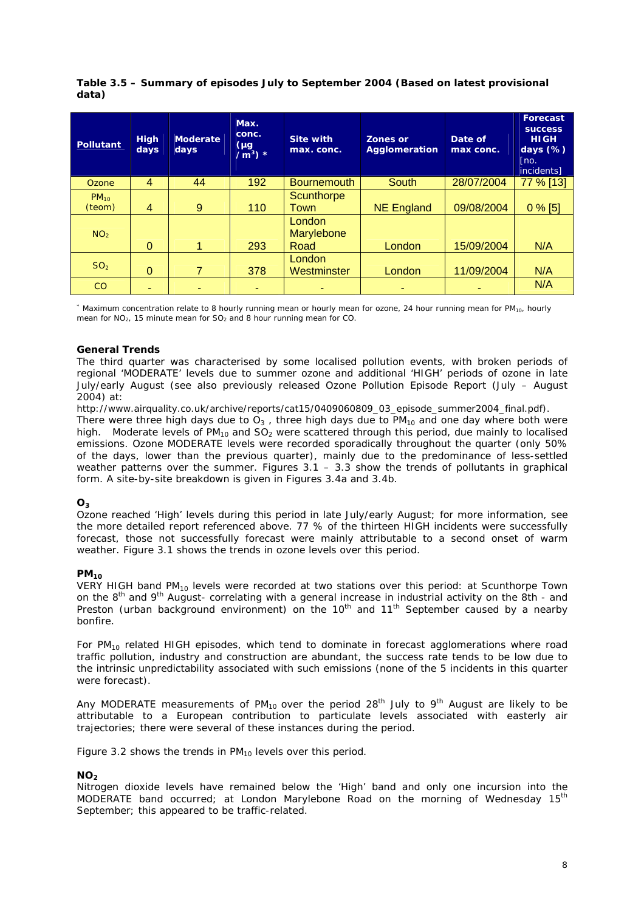**Table 3.5 – Summary of episodes July to September 2004 (Based on latest provisional data)**

| Pollutant | High days | Moderate days | Max. conc. (μg / $m^3$) * | Site with max. conc. | Zones or Agglomeration | Date of max conc. | Forecast success HIGH days (%) [no. incidents] |
|---|---|---|---|---|---|---|---|
| Ozone | 4 | 44 | 192 | Bournemouth | South | 28/07/2004 | 77 % [13] |
| $PM_{10}$ (teom) | 4 | 9 | 110 | Scunthorpe Town | NE England | 09/08/2004 | 0 % [5] |
| $NO_2$ | 0 | 1 | 293 | London Marylebone Road | London | 15/09/2004 | N/A |
| $SO_2$ | 0 | 7 | 378 | London Westminster | London | 11/09/2004 | N/A |
| CO | - | - | - | - | - | - | N/A |

* Maximum concentration relate to 8 hourly running mean or hourly mean for ozone, 24 hour running mean for $PM_{10}$, hourly mean for $NO_2$, 15 minute mean for $SO_2$ and 8 hour running mean for CO.

**General Trends**

The third quarter was characterised by some localised pollution events, with broken periods of regional 'MODERATE' levels due to summer ozone and additional 'HIGH' periods of ozone in late July/early August (see also previously released Ozone Pollution Episode Report (July – August 2004) at:
http://www.airquality.co.uk/archive/reports/cat15/0409060809_03_episode_summer2004_final.pdf).
There were three high days due to $O_3$ , three high days due to $PM_{10}$ and one day where both were high. Moderate levels of $PM_{10}$ and $SO_2$ were scattered through this period, due mainly to localised emissions. Ozone MODERATE levels were recorded sporadically throughout the quarter (only 50% of the days, lower than the previous quarter), mainly due to the predominance of less-settled weather patterns over the summer. Figures 3.1 – 3.3 show the trends of pollutants in graphical form. A site-by-site breakdown is given in Figures 3.4a and 3.4b.

**$O_3$**

Ozone reached 'High' levels during this period in late July/early August; for more information, see the more detailed report referenced above. 77 % of the thirteen HIGH incidents were successfully forecast, those not successfully forecast were mainly attributable to a second onset of warm weather. Figure 3.1 shows the trends in ozone levels over this period.

**$PM_{10}$**

VERY HIGH band $PM_{10}$ levels were recorded at two stations over this period: at Scunthorpe Town on the 8th and 9th August- correlating with a general increase in industrial activity on the 8th - and Preston (urban background environment) on the 10th and 11th September caused by a nearby bonfire.

For $PM_{10}$ related HIGH episodes, which tend to dominate in forecast agglomerations where road traffic pollution, industry and construction are abundant, the success rate tends to be low due to the intrinsic unpredictability associated with such emissions (none of the 5 incidents in this quarter were forecast).

Any MODERATE measurements of $PM_{10}$ over the period 28th July to 9th August are likely to be attributable to a European contribution to particulate levels associated with easterly air trajectories; there were several of these instances during the period.

Figure 3.2 shows the trends in $PM_{10}$ levels over this period.

**$NO_2$**

Nitrogen dioxide levels have remained below the 'High' band and only one incursion into the MODERATE band occurred; at London Marylebone Road on the morning of Wednesday 15th September; this appeared to be traffic-related.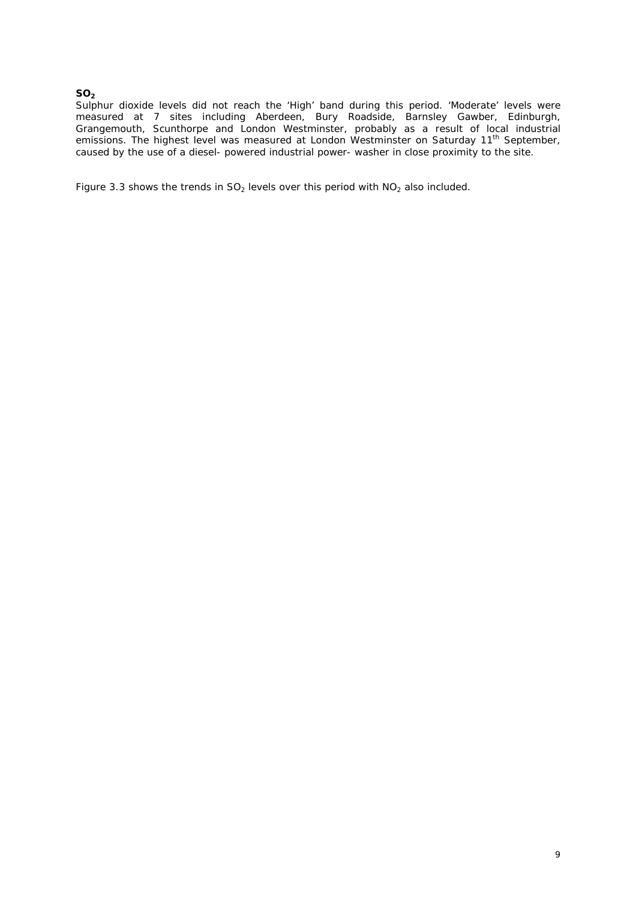**$SO_2$**

Sulphur dioxide levels did not reach the 'High' band during this period. 'Moderate' levels were measured at 7 sites including Aberdeen, Bury Roadside, Barnsley Gawber, Edinburgh, Grangemouth, Scunthorpe and London Westminster, probably as a result of local industrial emissions. The highest level was measured at London Westminster on Saturday 11th September, caused by the use of a diesel- powered industrial power- washer in close proximity to the site.

Figure 3.3 shows the trends in $SO_2$ levels over this period with $NO_2$ also included.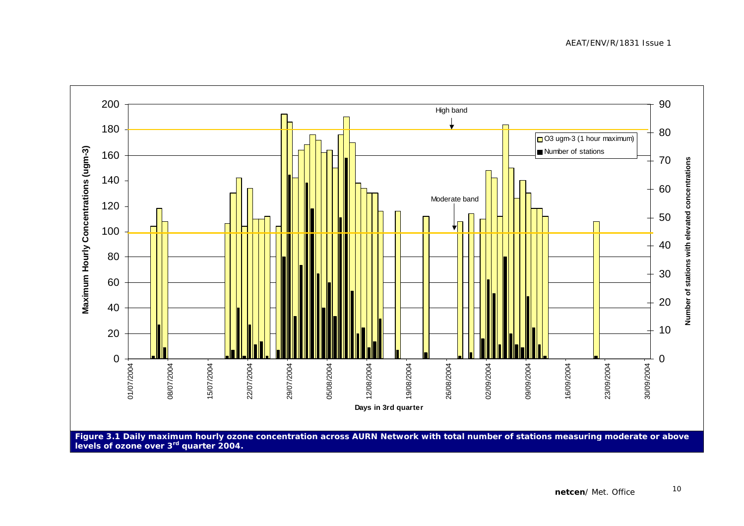**Figure 3.1 Daily maximum hourly ozone concentration across AURN Network with total number of stations measuring moderate or above levels of ozone over 3rd quarter 2004.**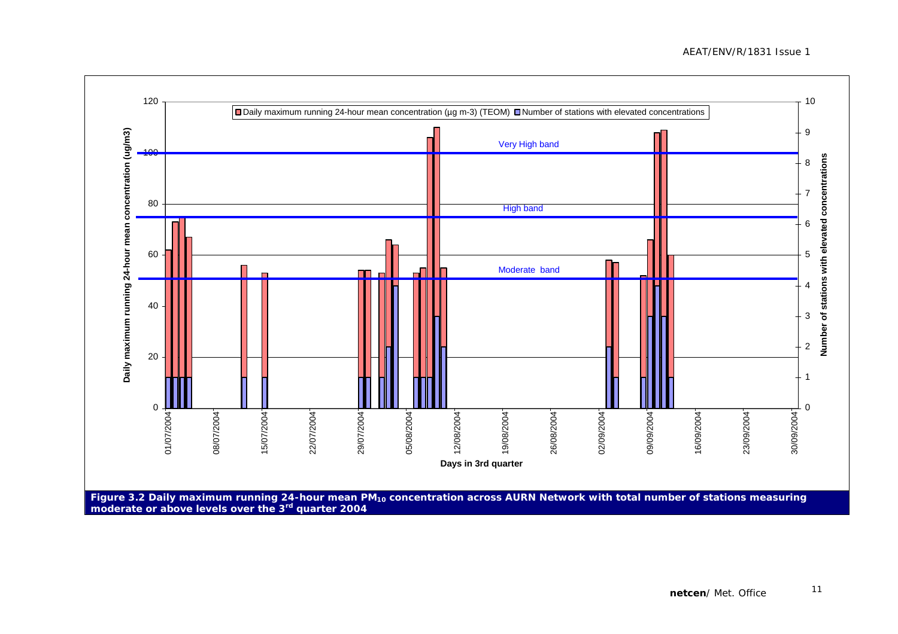**Figure 3.2 Daily maximum running 24-hour mean $PM_{10}$ concentration across AURN Network with total number of stations measuring moderate or above levels over the 3rd quarter 2004**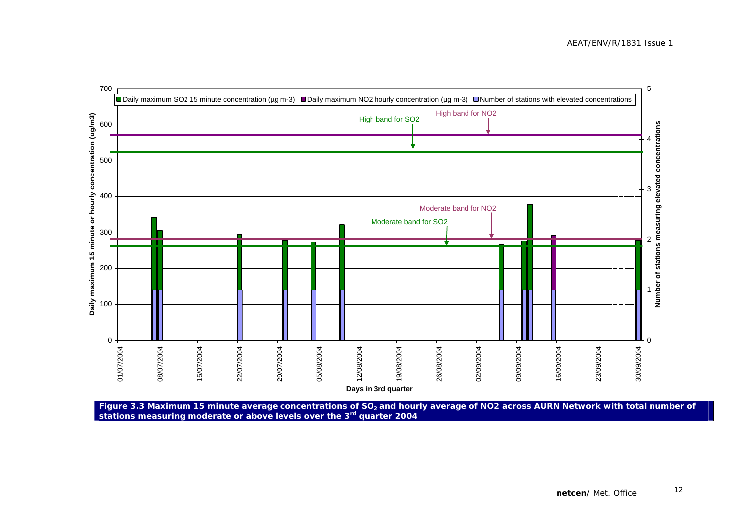**Figure 3.3 Maximum 15 minute average concentrations of $SO_2$ and hourly average of NO2 across AURN Network with total number of stations measuring moderate or above levels over the 3[rd] quarter 2004**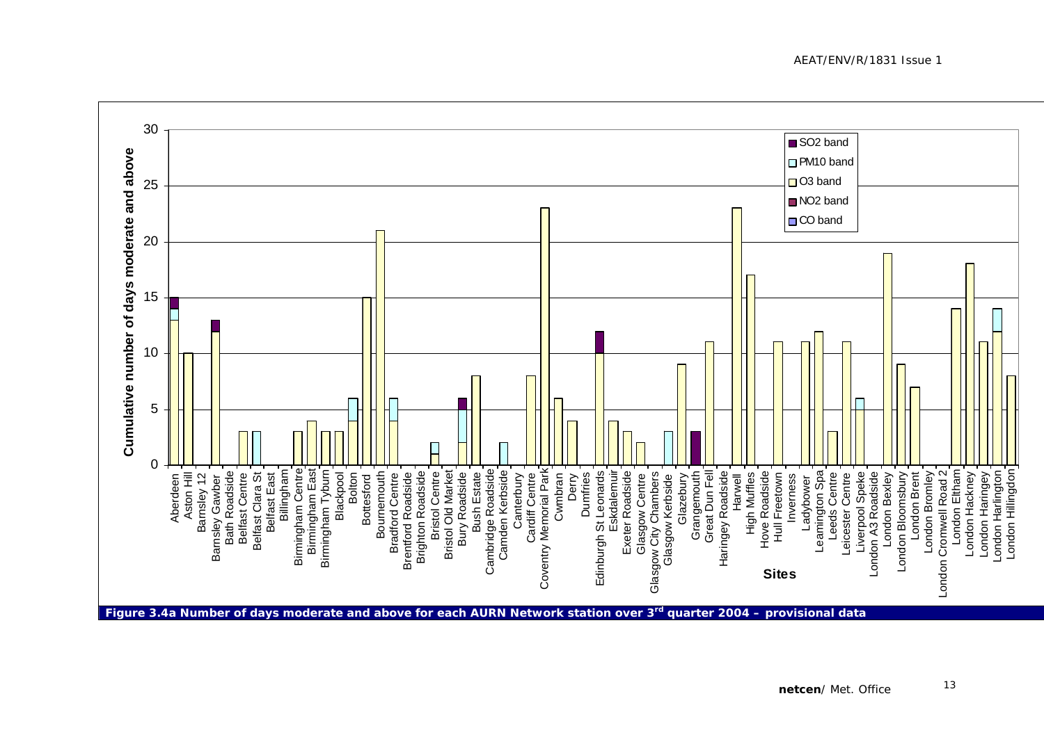**Figure 3.4a Number of days moderate and above for each AURN Network station over 3rd quarter 2004 – provisional data**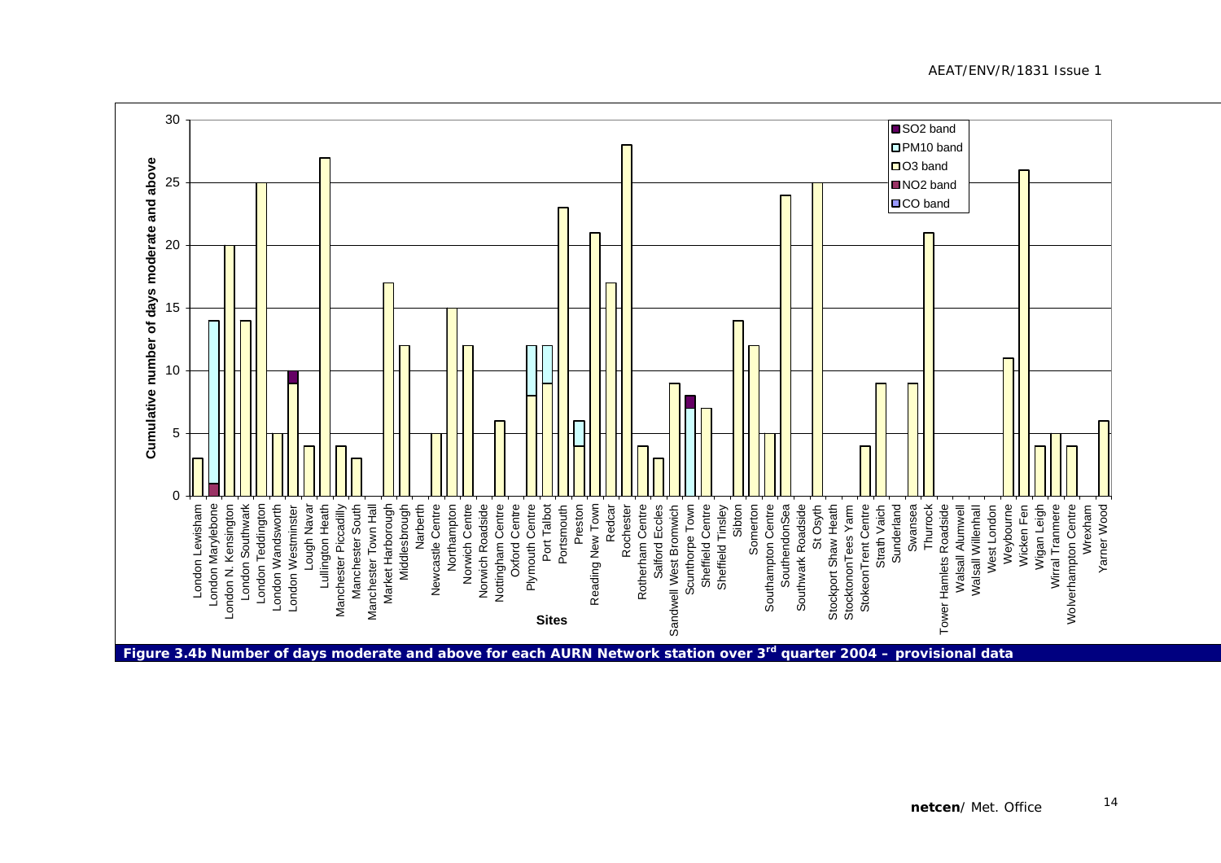**Figure 3.4b Number of days moderate and above for each AURN Network station over 3rd quarter 2004 – provisional data**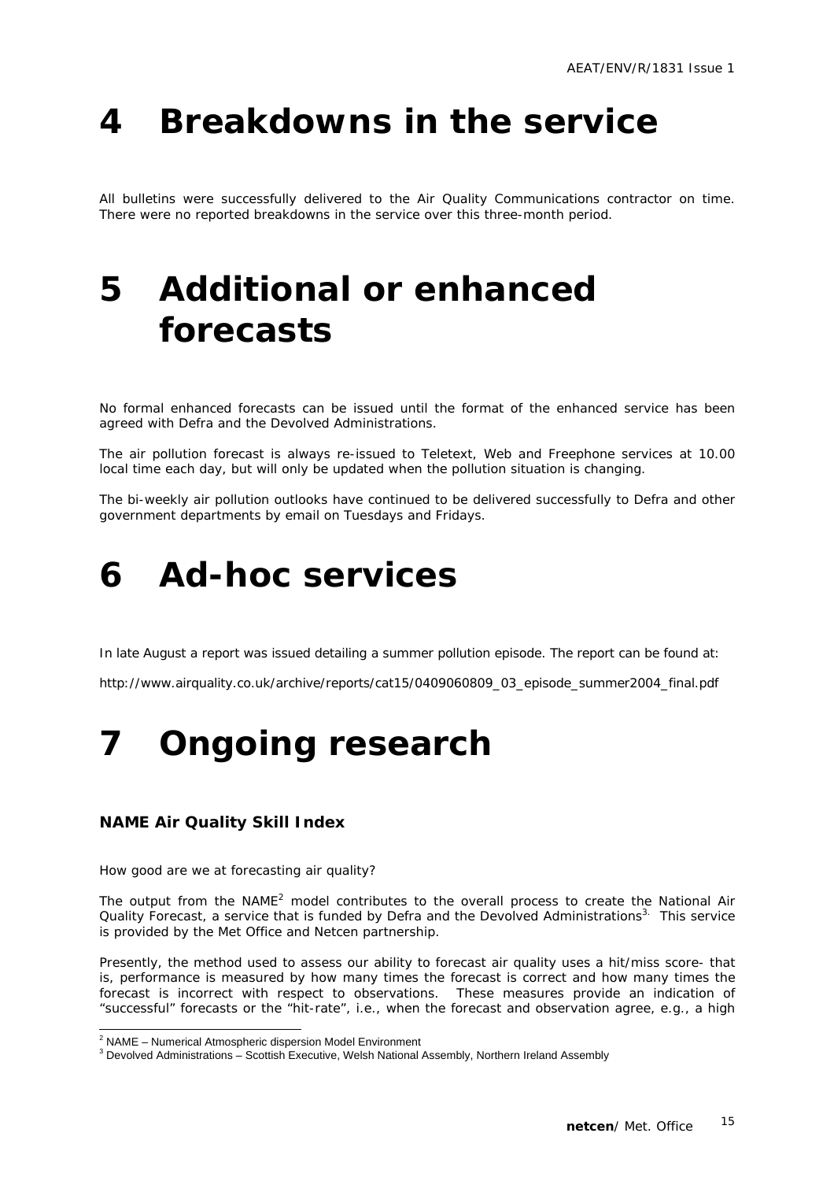# 4 Breakdowns in the service

All bulletins were successfully delivered to the Air Quality Communications contractor on time. There were no reported breakdowns in the service over this three-month period.

# 5 Additional or enhanced forecasts

No formal enhanced forecasts can be issued until the format of the enhanced service has been agreed with Defra and the Devolved Administrations.

The air pollution forecast is always re-issued to Teletext, Web and Freephone services at 10.00 local time each day, but will only be updated when the pollution situation is changing.

The bi-weekly air pollution outlooks have continued to be delivered successfully to Defra and other government departments by email on Tuesdays and Fridays.

# 6 Ad-hoc services

In late August a report was issued detailing a summer pollution episode. The report can be found at:

http://www.airquality.co.uk/archive/reports/cat15/0409060809_03_episode_summer2004_final.pdf

# 7 Ongoing research

### NAME Air Quality Skill Index

*How good are we at forecasting air quality?*

The output from the NAME[2] model contributes to the overall process to create the National Air Quality Forecast, a service that is funded by Defra and the Devolved Administrations[3]. This service is provided by the Met Office and Netcen partnership.

Presently, the method used to assess our ability to forecast air quality uses a hit/miss score- that is, performance is measured by how many times the forecast is correct and how many times the forecast is incorrect with respect to observations. These measures provide an indication of "successful" forecasts or the "hit-rate", i.e., when the forecast and observation agree, e.g., a high

[2] NAME – Numerical Atmospheric dispersion Model Environment

[3] Devolved Administrations – Scottish Executive, Welsh National Assembly, Northern Ireland Assembly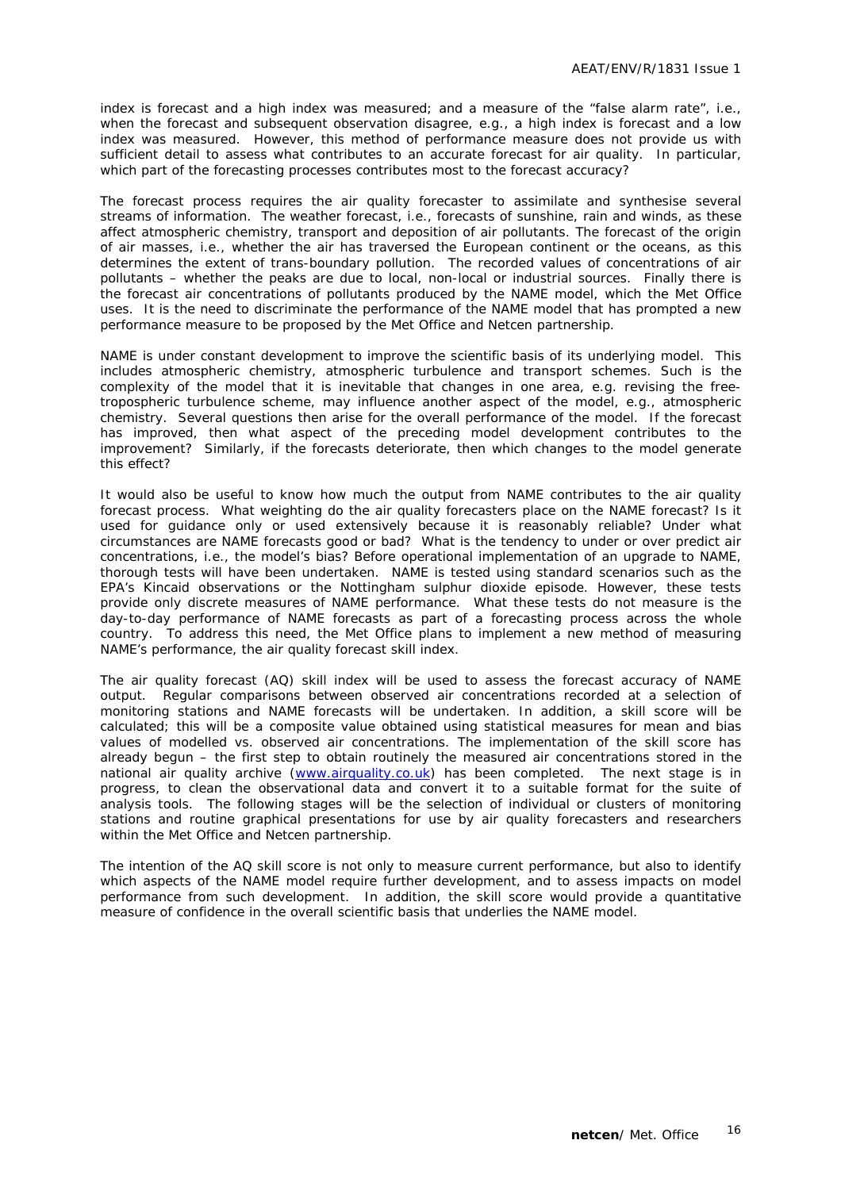index is forecast and a high index was measured; and a measure of the "false alarm rate", i.e., when the forecast and subsequent observation disagree, e.g., a high index is forecast and a low index was measured. However, this method of performance measure does not provide us with sufficient detail to assess what contributes to an accurate forecast for air quality. In particular, which part of the forecasting processes contributes most to the forecast accuracy?

The forecast process requires the air quality forecaster to assimilate and synthesise several streams of information. The weather forecast, i.e., forecasts of sunshine, rain and winds, as these affect atmospheric chemistry, transport and deposition of air pollutants. The forecast of the origin of air masses, i.e., whether the air has traversed the European continent or the oceans, as this determines the extent of trans-boundary pollution. The recorded values of concentrations of air pollutants – whether the peaks are due to local, non-local or industrial sources. Finally there is the forecast air concentrations of pollutants produced by the NAME model, which the Met Office uses. It is the need to discriminate the performance of the NAME model that has prompted a new performance measure to be proposed by the Met Office and Netcen partnership.

NAME is under constant development to improve the scientific basis of its underlying model. This includes atmospheric chemistry, atmospheric turbulence and transport schemes. Such is the complexity of the model that it is inevitable that changes in one area, e.g. revising the free-tropospheric turbulence scheme, may influence another aspect of the model, e.g., atmospheric chemistry. Several questions then arise for the overall performance of the model. If the forecast has improved, then what aspect of the preceding model development contributes to the improvement? Similarly, if the forecasts deteriorate, then which changes to the model generate this effect?

It would also be useful to know how much the output from NAME contributes to the air quality forecast process. What weighting do the air quality forecasters place on the NAME forecast? Is it used for guidance only or used extensively because it is reasonably reliable? Under what circumstances are NAME forecasts good or bad? What is the tendency to under or over predict air concentrations, i.e., the model's bias? Before operational implementation of an upgrade to NAME, thorough tests will have been undertaken. NAME is tested using standard scenarios such as the EPA's Kincaid observations or the Nottingham sulphur dioxide episode. However, these tests provide only discrete measures of NAME performance. What these tests do not measure is the day-to-day performance of NAME forecasts as part of a forecasting process across the whole country. To address this need, the Met Office plans to implement a new method of measuring NAME's performance, the air quality forecast skill index.

The air quality forecast (AQ) skill index will be used to assess the forecast accuracy of NAME output. Regular comparisons between observed air concentrations recorded at a selection of monitoring stations and NAME forecasts will be undertaken. In addition, a skill score will be calculated; this will be a composite value obtained using statistical measures for mean and bias values of modelled vs. observed air concentrations. The implementation of the skill score has already begun – the first step to obtain routinely the measured air concentrations stored in the national air quality archive (www.airquality.co.uk) has been completed. The next stage is in progress, to clean the observational data and convert it to a suitable format for the suite of analysis tools. The following stages will be the selection of individual or clusters of monitoring stations and routine graphical presentations for use by air quality forecasters and researchers within the Met Office and Netcen partnership.

The intention of the AQ skill score is not only to measure current performance, but also to identify which aspects of the NAME model require further development, and to assess impacts on model performance from such development. In addition, the skill score would provide a quantitative measure of confidence in the overall scientific basis that underlies the NAME model.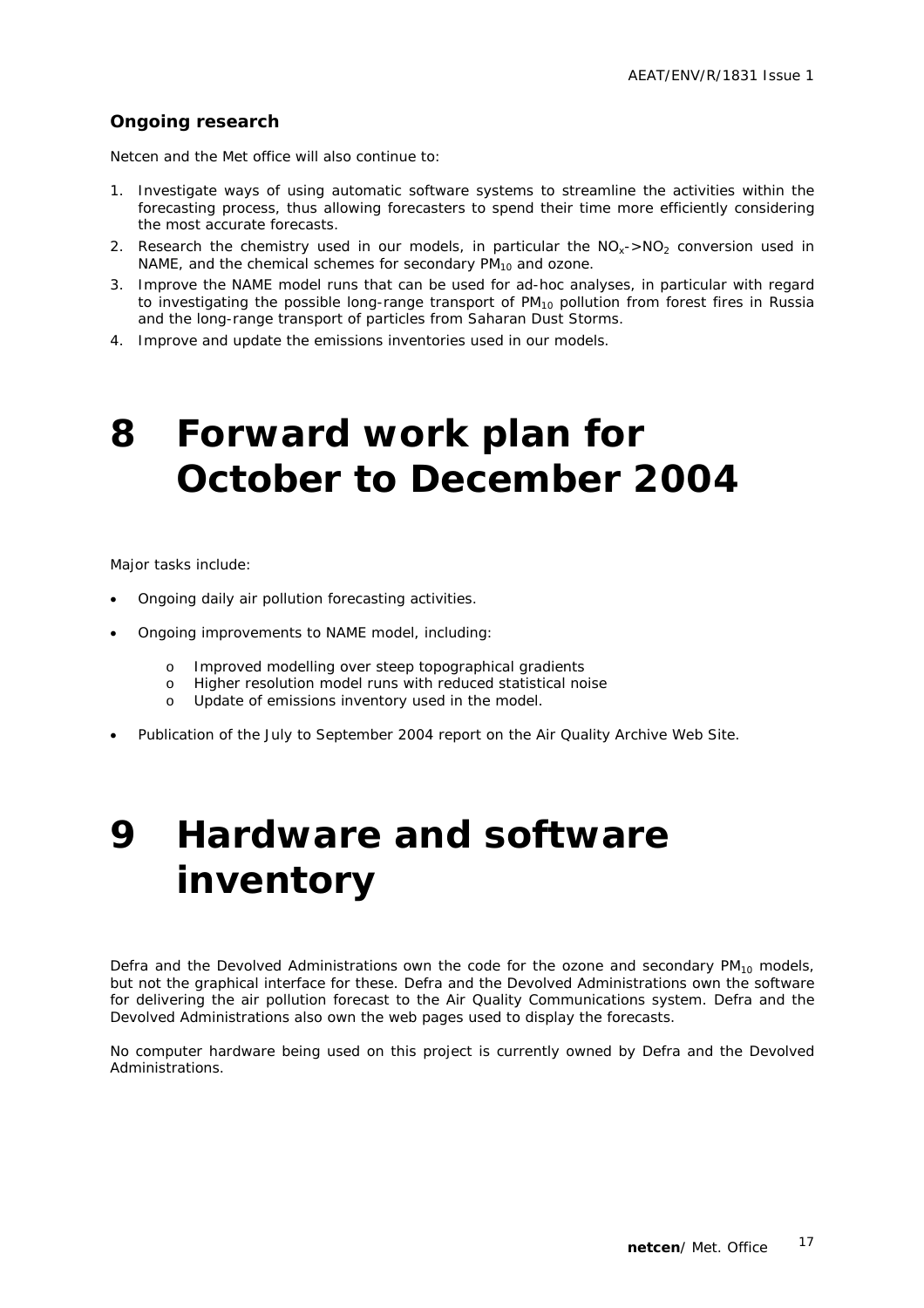### Ongoing research

Netcen and the Met office will also continue to:

1. Investigate ways of using automatic software systems to streamline the activities within the forecasting process, thus allowing forecasters to spend their time more efficiently considering the most accurate forecasts.
2. Research the chemistry used in our models, in particular the $NO_x$->$NO_2$ conversion used in NAME, and the chemical schemes for secondary $PM_{10}$ and ozone.
3. Improve the NAME model runs that can be used for ad-hoc analyses, in particular with regard to investigating the possible long-range transport of $PM_{10}$ pollution from forest fires in Russia and the long-range transport of particles from Saharan Dust Storms.
4. Improve and update the emissions inventories used in our models.

# 8 Forward work plan for October to December 2004

Major tasks include:

- Ongoing daily air pollution forecasting activities.
- Ongoing improvements to NAME model, including:
  - Improved modelling over steep topographical gradients
  - Higher resolution model runs with reduced statistical noise
  - Update of emissions inventory used in the model.
- Publication of the July to September 2004 report on the Air Quality Archive Web Site.

# 9 Hardware and software inventory

Defra and the Devolved Administrations own the code for the ozone and secondary $PM_{10}$ models, but not the graphical interface for these. Defra and the Devolved Administrations own the software for delivering the air pollution forecast to the Air Quality Communications system. Defra and the Devolved Administrations also own the web pages used to display the forecasts.

No computer hardware being used on this project is currently owned by Defra and the Devolved Administrations.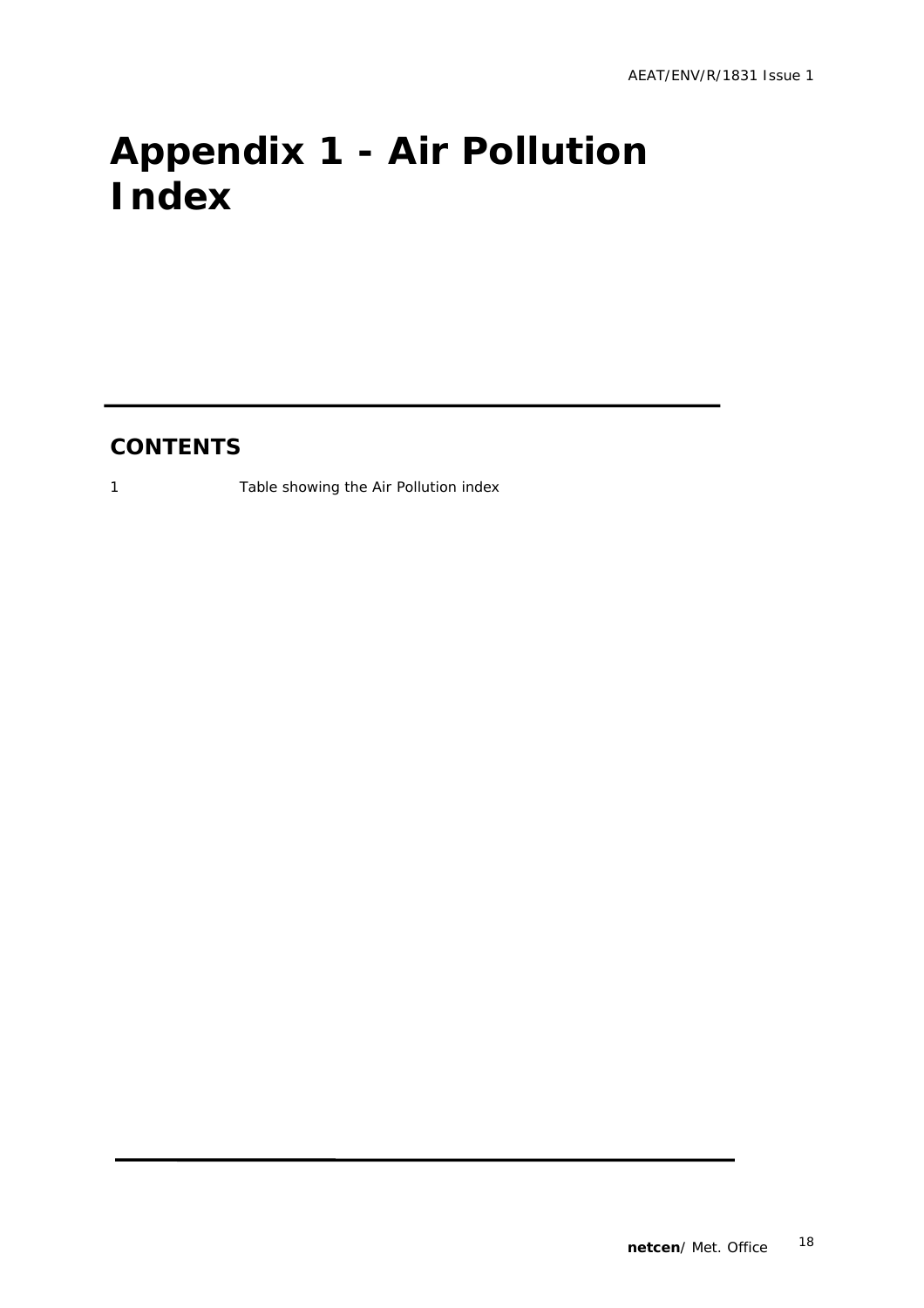# Appendix 1 - Air Pollution Index

## CONTENTS

1 Table showing the Air Pollution index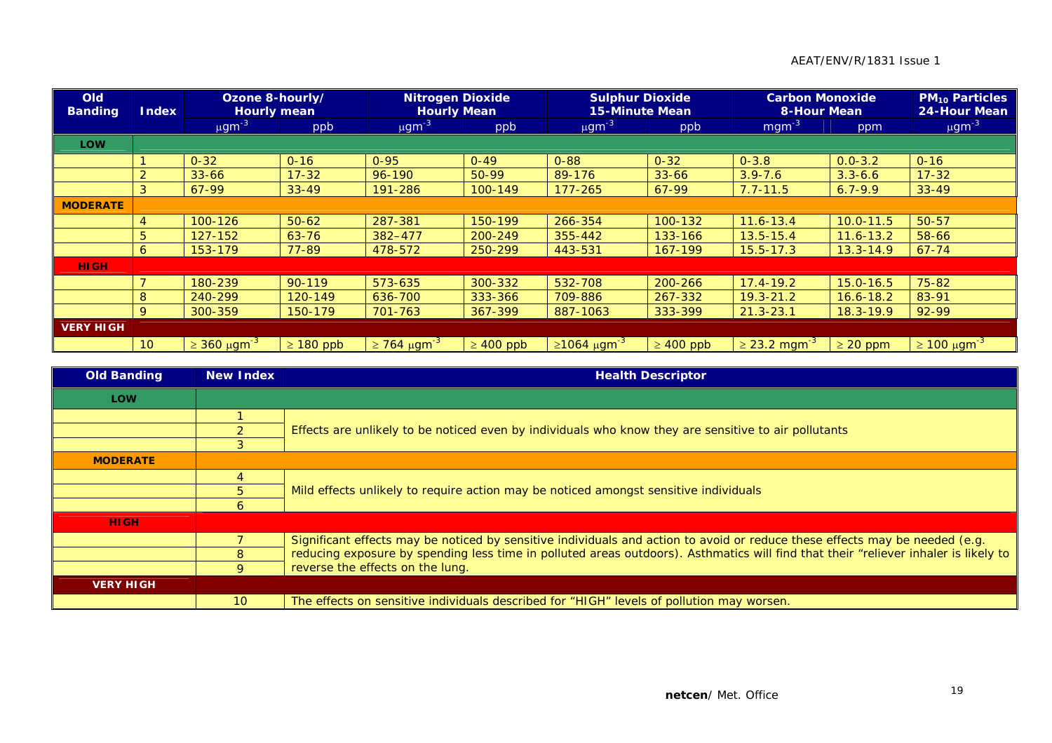| Old Banding | Index | Ozone 8-hourly/ Hourly mean | | Nitrogen Dioxide Hourly Mean | | Sulphur Dioxide 15-Minute Mean | | Carbon Monoxide 8-Hour Mean | | $PM_{10}$ Particles 24-Hour Mean |
|---|---|---|---|---|---|---|---|---|---|---|
| | | $\mu gm^{-3}$ | ppb | $\mu gm^{-3}$ | ppb | $\mu gm^{-3}$ | ppb | $mgm^{-3}$ | ppm | $\mu gm^{-3}$ |
| **LOW** | | | | | | | | | | |
| | 1 | 0-32 | 0-16 | 0-95 | 0-49 | 0-88 | 0-32 | 0-3.8 | 0.0-3.2 | 0-16 |
| | 2 | 33-66 | 17-32 | 96-190 | 50-99 | 89-176 | 33-66 | 3.9-7.6 | 3.3-6.6 | 17-32 |
| | 3 | 67-99 | 33-49 | 191-286 | 100-149 | 177-265 | 67-99 | 7.7-11.5 | 6.7-9.9 | 33-49 |
| **MODERATE** | | | | | | | | | | |
| | 4 | 100-126 | 50-62 | 287-381 | 150-199 | 266-354 | 100-132 | 11.6-13.4 | 10.0-11.5 | 50-57 |
| | 5 | 127-152 | 63-76 | 382–477 | 200-249 | 355-442 | 133-166 | 13.5-15.4 | 11.6-13.2 | 58-66 |
| | 6 | 153-179 | 77-89 | 478-572 | 250-299 | 443-531 | 167-199 | 15.5-17.3 | 13.3-14.9 | 67-74 |
| **HIGH** | | | | | | | | | | |
| | 7 | 180-239 | 90-119 | 573-635 | 300-332 | 532-708 | 200-266 | 17.4-19.2 | 15.0-16.5 | 75-82 |
| | 8 | 240-299 | 120-149 | 636-700 | 333-366 | 709-886 | 267-332 | 19.3-21.2 | 16.6-18.2 | 83-91 |
| | 9 | 300-359 | 150-179 | 701-763 | 367-399 | 887-1063 | 333-399 | 21.3-23.1 | 18.3-19.9 | 92-99 |
| **VERY HIGH** | | | | | | | | | | |
| | 10 | $\geq$ 360 $\mu gm^{-3}$ | $\geq$ 180 ppb | $\geq$ 764 $\mu gm^{-3}$ | $\geq$ 400 ppb | $\geq$1064 $\mu gm^{-3}$ | $\geq$ 400 ppb | $\geq$ 23.2 $mgm^{-3}$ | $\geq$ 20 ppm | $\geq$ 100 $\mu gm^{-3}$ |

| Old Banding | New Index | Health Descriptor |
|---|---|---|
| **LOW** | | |
| | 1 | Effects are unlikely to be noticed even by individuals who know they are sensitive to air pollutants |
| | 2 | |
| | 3 | |
| **MODERATE** | | |
| | 4 | Mild effects unlikely to require action may be noticed amongst sensitive individuals |
| | 5 | |
| | 6 | |
| **HIGH** | | |
| | 7 | Significant effects may be noticed by sensitive individuals and action to avoid or reduce these effects may be needed (e.g. reducing exposure by spending less time in polluted areas outdoors). Asthmatics will find that their "reliever inhaler is likely to reverse the effects on the lung. |
| | 8 | |
| | 9 | |
| **VERY HIGH** | | |
| | 10 | The effects on sensitive individuals described for "HIGH" levels of pollution may worsen. |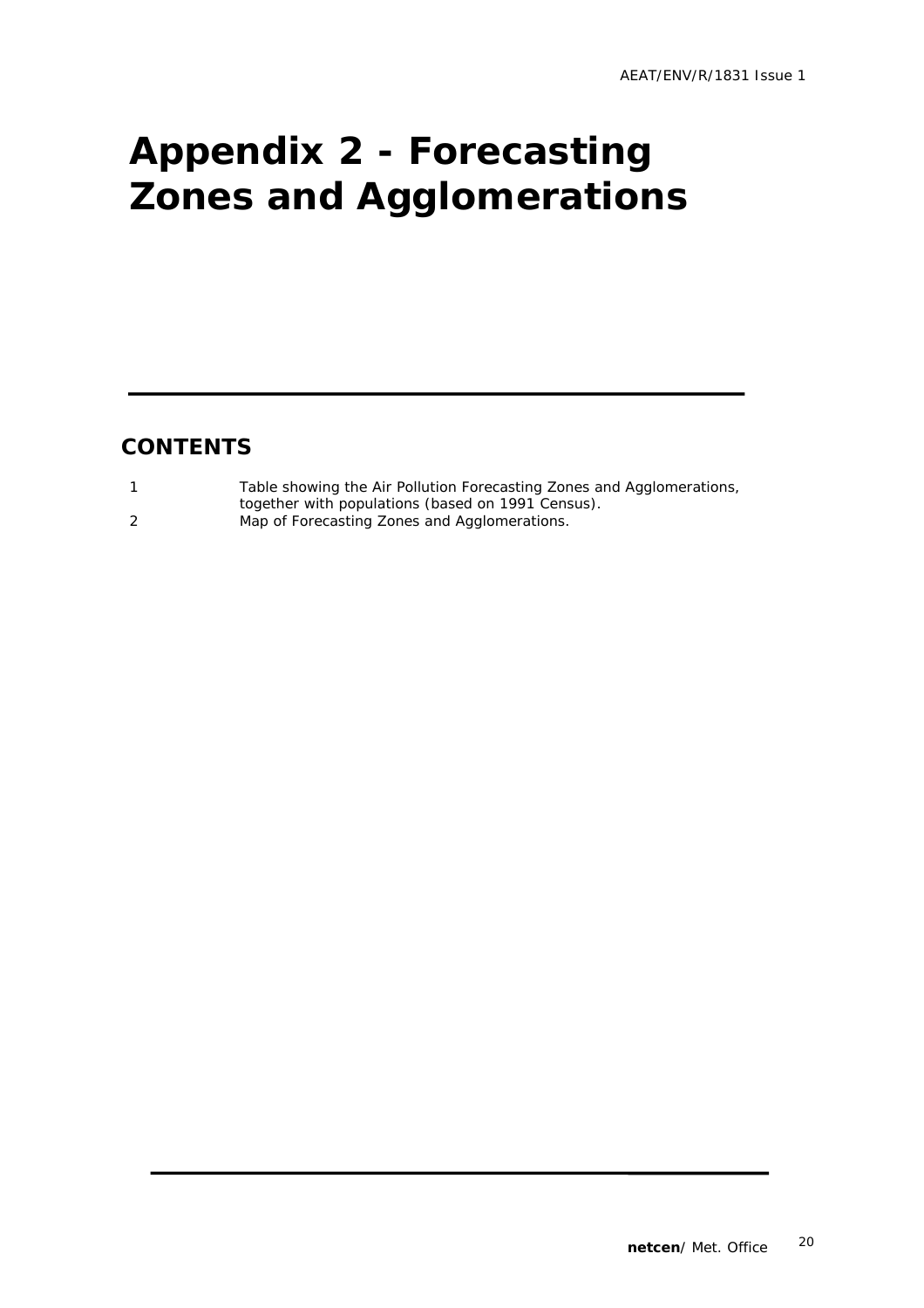# Appendix 2 - Forecasting Zones and Agglomerations

## CONTENTS

| | |
|---|---|
| 1 | Table showing the Air Pollution Forecasting Zones and Agglomerations, together with populations (based on 1991 Census). |
| 2 | Map of Forecasting Zones and Agglomerations. |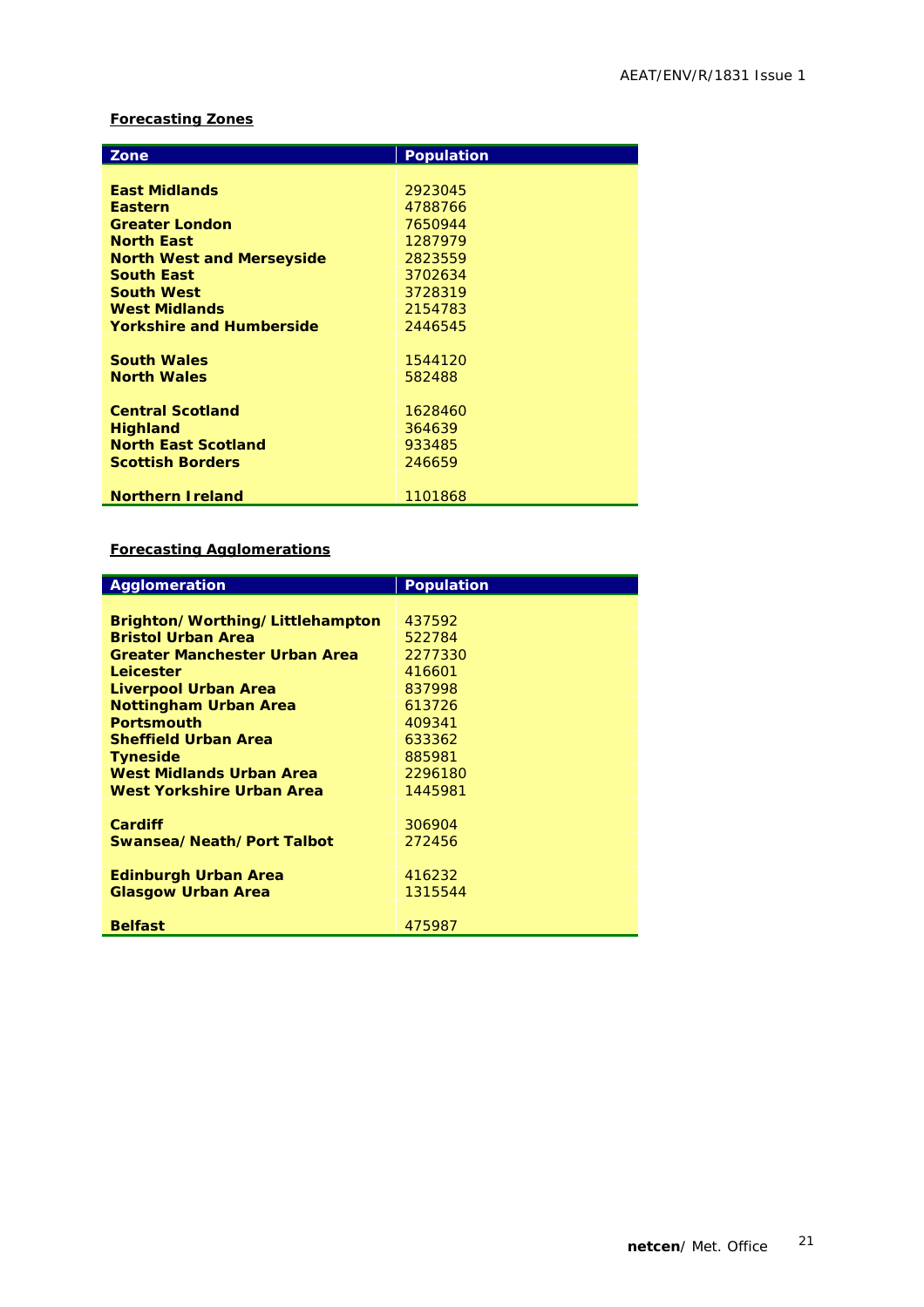**Forecasting Zones**

| Zone | Population |
|---|---|
| East Midlands | 2923045 |
| Eastern | 4788766 |
| Greater London | 7650944 |
| North East | 1287979 |
| North West and Merseyside | 2823559 |
| South East | 3702634 |
| South West | 3728319 |
| West Midlands | 2154783 |
| Yorkshire and Humberside | 2446545 |
| South Wales | 1544120 |
| North Wales | 582488 |
| Central Scotland | 1628460 |
| Highland | 364639 |
| North East Scotland | 933485 |
| Scottish Borders | 246659 |
| Northern Ireland | 1101868 |

**Forecasting Agglomerations**

| Agglomeration | Population |
|---|---|
| Brighton/Worthing/Littlehampton | 437592 |
| Bristol Urban Area | 522784 |
| Greater Manchester Urban Area | 2277330 |
| Leicester | 416601 |
| Liverpool Urban Area | 837998 |
| Nottingham Urban Area | 613726 |
| Portsmouth | 409341 |
| Sheffield Urban Area | 633362 |
| Tyneside | 885981 |
| West Midlands Urban Area | 2296180 |
| West Yorkshire Urban Area | 1445981 |
| Cardiff | 306904 |
| Swansea/Neath/Port Talbot | 272456 |
| Edinburgh Urban Area | 416232 |
| Glasgow Urban Area | 1315544 |
| Belfast | 475987 |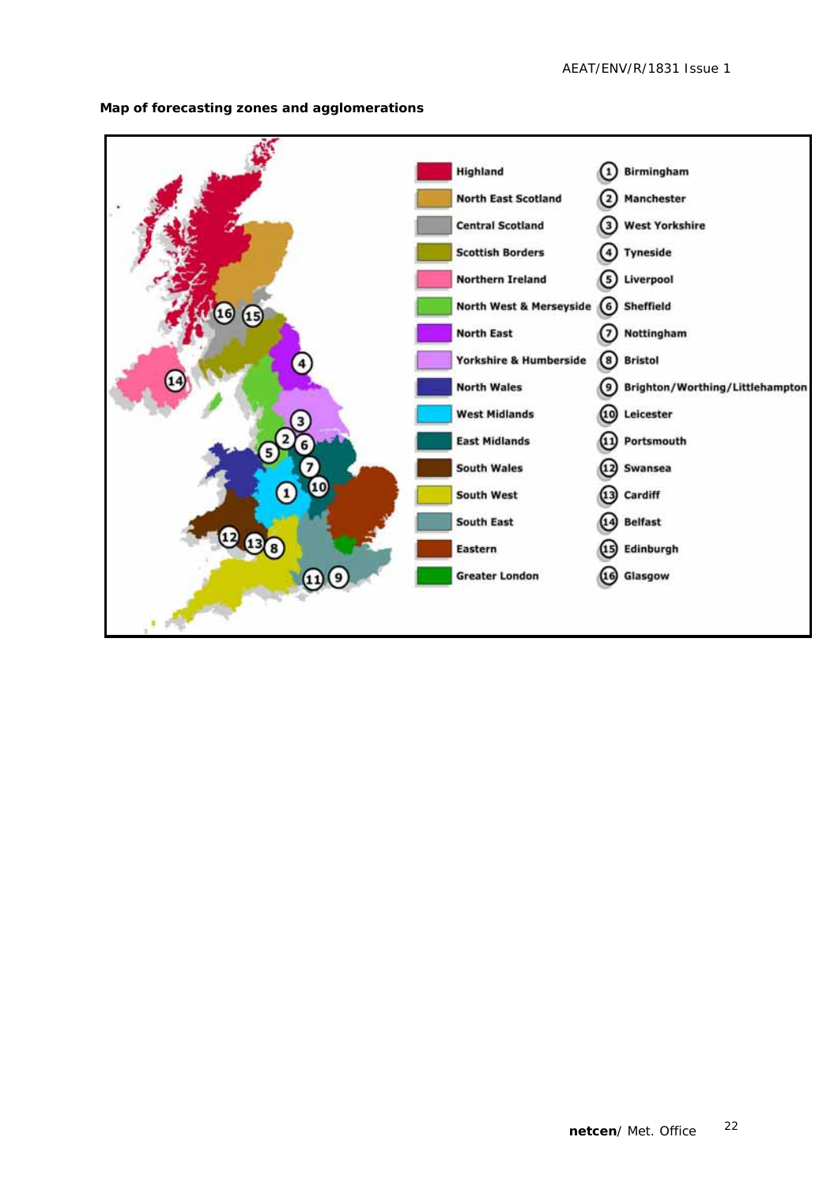**Map of forecasting zones and agglomerations**

Highland
North East Scotland
Central Scotland
Scottish Borders
Northern Ireland
North West & Merseyside
North East
Yorkshire & Humberside
North Wales
West Midlands
East Midlands
South Wales
South West
South East
Eastern
Greater London

1 Birmingham
2 Manchester
3 West Yorkshire
4 Tyneside
5 Liverpool
6 Sheffield
7 Nottingham
8 Bristol
9 Brighton/Worthing/Littlehampton
10 Leicester
11 Portsmouth
12 Swansea
13 Cardiff
14 Belfast
15 Edinburgh
16 Glasgow